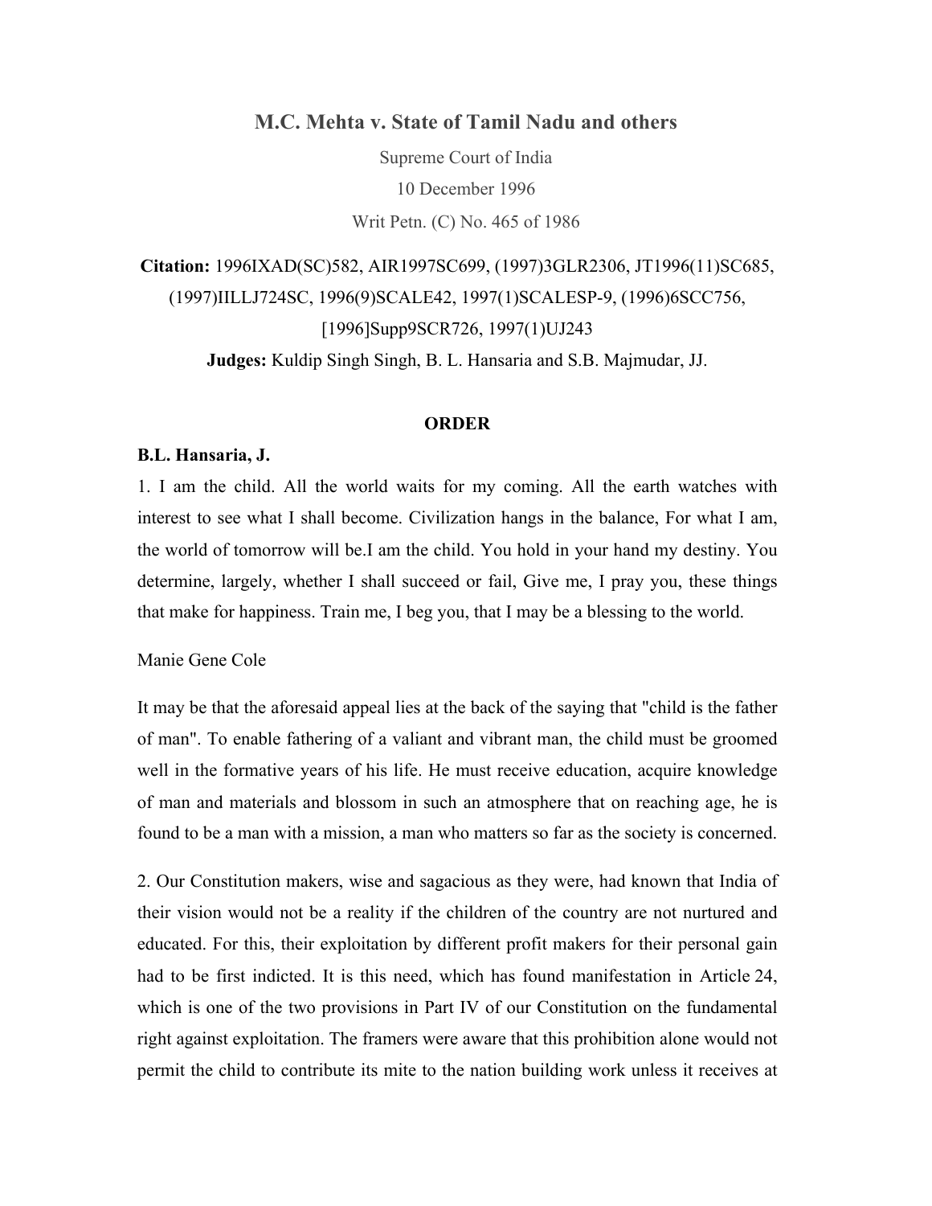# M.C. Mehta v. State of Tamil Nadu and others

Supreme Court of India

10 December 1996

Writ Petn. (C) No. 465 of 1986

**Citation:** 1996IXAD(SC)582, AIR1997SC699, (1997)3GLR2306, JT1996(11)SC685, (1997)IILLJ724SC, 1996(9)SCALE42, 1997(1)SCALESP-9, (1996)6SCC756, [1996]Supp9SCR726, 1997(1)UJ243

**Judges:** Kuldip Singh Singh, B. L. Hansaria and S.B. Majmudar, JJ.

## ORDER

**B.L. Hansaria, J.**

1. I am the child. All the world waits for my coming. All the earth watches with interest to see what I shall become. Civilization hangs in the balance, For what I am, the world of tomorrow will be.I am the child. You hold in your hand my destiny. You determine, largely, whether I shall succeed or fail, Give me, I pray you, these things that make for happiness. Train me, I beg you, that I may be a blessing to the world.

Manie Gene Cole

It may be that the aforesaid appeal lies at the back of the saying that "child is the father of man". To enable fathering of a valiant and vibrant man, the child must be groomed well in the formative years of his life. He must receive education, acquire knowledge of man and materials and blossom in such an atmosphere that on reaching age, he is found to be a man with a mission, a man who matters so far as the society is concerned.

2. Our Constitution makers, wise and sagacious as they were, had known that India of their vision would not be a reality if the children of the country are not nurtured and educated. For this, their exploitation by different profit makers for their personal gain had to be first indicted. It is this need, which has found manifestation in Article 24, which is one of the two provisions in Part IV of our Constitution on the fundamental right against exploitation. The framers were aware that this prohibition alone would not permit the child to contribute its mite to the nation building work unless it receives at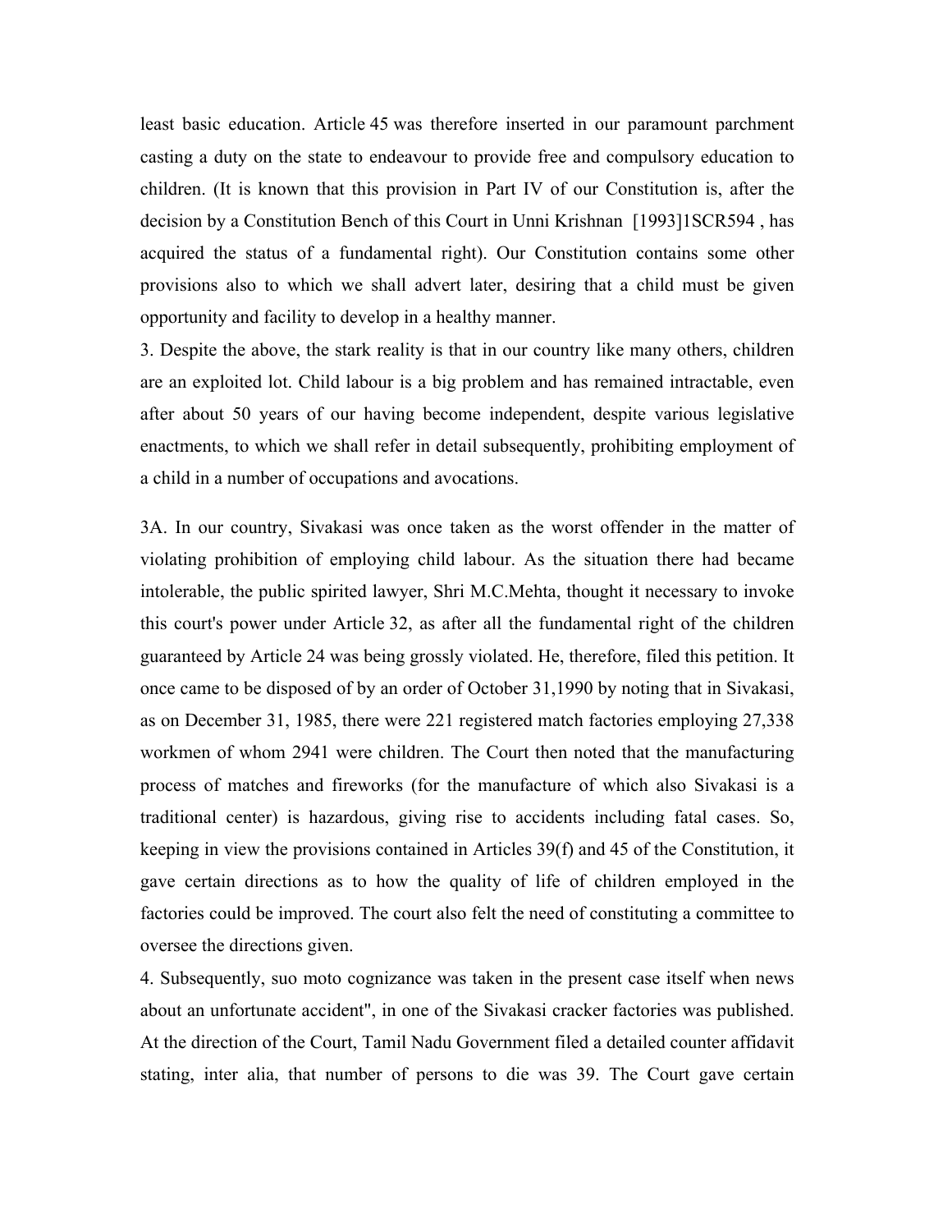least basic education. Article 45 was therefore inserted in our paramount parchment casting a duty on the state to endeavour to provide free and compulsory education to children. (It is known that this provision in Part IV of our Constitution is, after the decision by a Constitution Bench of this Court in Unni Krishnan [1993]1SCR594 , has acquired the status of a fundamental right). Our Constitution contains some other provisions also to which we shall advert later, desiring that a child must be given opportunity and facility to develop in a healthy manner.

3. Despite the above, the stark reality is that in our country like many others, children are an exploited lot. Child labour is a big problem and has remained intractable, even after about 50 years of our having become independent, despite various legislative enactments, to which we shall refer in detail subsequently, prohibiting employment of a child in a number of occupations and avocations.

3A. In our country, Sivakasi was once taken as the worst offender in the matter of violating prohibition of employing child labour. As the situation there had became intolerable, the public spirited lawyer, Shri M.C.Mehta, thought it necessary to invoke this court's power under Article 32, as after all the fundamental right of the children guaranteed by Article 24 was being grossly violated. He, therefore, filed this petition. It once came to be disposed of by an order of October 31,1990 by noting that in Sivakasi, as on December 31, 1985, there were 221 registered match factories employing 27,338 workmen of whom 2941 were children. The Court then noted that the manufacturing process of matches and fireworks (for the manufacture of which also Sivakasi is a traditional center) is hazardous, giving rise to accidents including fatal cases. So, keeping in view the provisions contained in Articles 39(f) and 45 of the Constitution, it gave certain directions as to how the quality of life of children employed in the factories could be improved. The court also felt the need of constituting a committee to oversee the directions given.

4. Subsequently, suo moto cognizance was taken in the present case itself when news about an unfortunate accident", in one of the Sivakasi cracker factories was published. At the direction of the Court, Tamil Nadu Government filed a detailed counter affidavit stating, inter alia, that number of persons to die was 39. The Court gave certain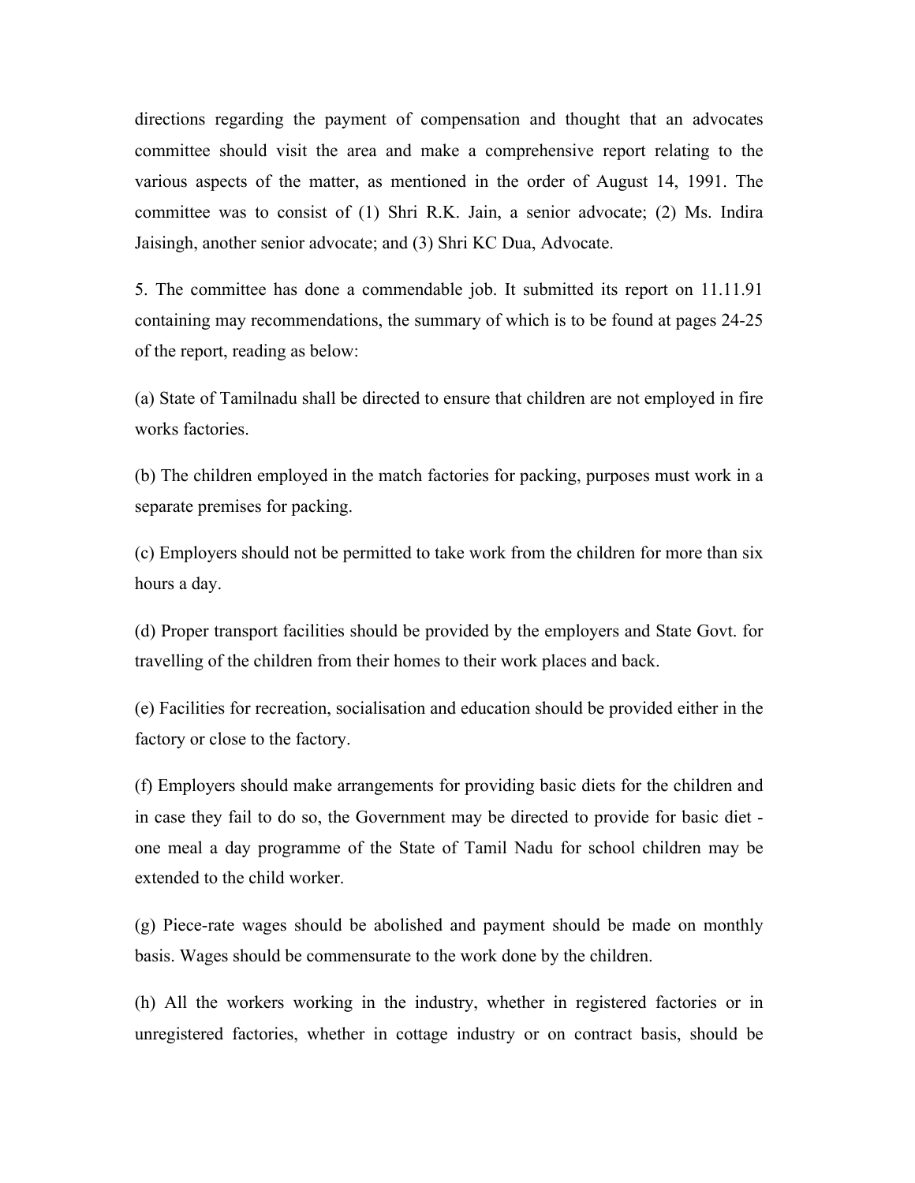directions regarding the payment of compensation and thought that an advocates committee should visit the area and make a comprehensive report relating to the various aspects of the matter, as mentioned in the order of August 14, 1991. The committee was to consist of (1) Shri R.K. Jain, a senior advocate; (2) Ms. Indira Jaisingh, another senior advocate; and (3) Shri KC Dua, Advocate.

5. The committee has done a commendable job. It submitted its report on 11.11.91 containing may recommendations, the summary of which is to be found at pages 24-25 of the report, reading as below:

(a) State of Tamilnadu shall be directed to ensure that children are not employed in fire works factories.

(b) The children employed in the match factories for packing, purposes must work in a separate premises for packing.

(c) Employers should not be permitted to take work from the children for more than six hours a day.

(d) Proper transport facilities should be provided by the employers and State Govt. for travelling of the children from their homes to their work places and back.

(e) Facilities for recreation, socialisation and education should be provided either in the factory or close to the factory.

(f) Employers should make arrangements for providing basic diets for the children and in case they fail to do so, the Government may be directed to provide for basic diet - one meal a day programme of the State of Tamil Nadu for school children may be extended to the child worker.

(g) Piece-rate wages should be abolished and payment should be made on monthly basis. Wages should be commensurate to the work done by the children.

(h) All the workers working in the industry, whether in registered factories or in unregistered factories, whether in cottage industry or on contract basis, should be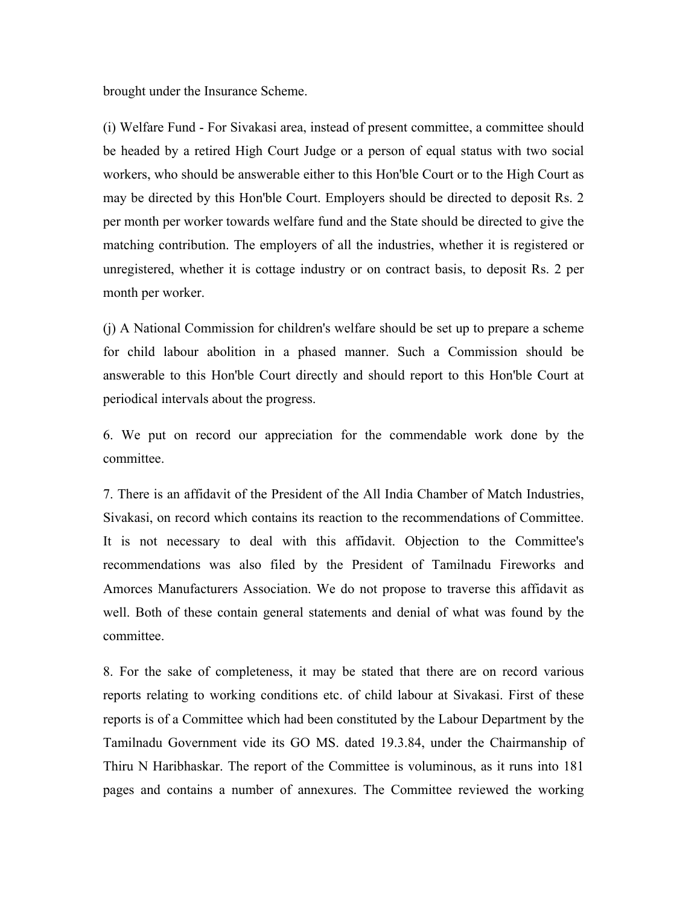brought under the Insurance Scheme.

(i) Welfare Fund - For Sivakasi area, instead of present committee, a committee should be headed by a retired High Court Judge or a person of equal status with two social workers, who should be answerable either to this Hon'ble Court or to the High Court as may be directed by this Hon'ble Court. Employers should be directed to deposit Rs. 2 per month per worker towards welfare fund and the State should be directed to give the matching contribution. The employers of all the industries, whether it is registered or unregistered, whether it is cottage industry or on contract basis, to deposit Rs. 2 per month per worker.

(j) A National Commission for children's welfare should be set up to prepare a scheme for child labour abolition in a phased manner. Such a Commission should be answerable to this Hon'ble Court directly and should report to this Hon'ble Court at periodical intervals about the progress.

6. We put on record our appreciation for the commendable work done by the committee.

7. There is an affidavit of the President of the All India Chamber of Match Industries, Sivakasi, on record which contains its reaction to the recommendations of Committee. It is not necessary to deal with this affidavit. Objection to the Committee's recommendations was also filed by the President of Tamilnadu Fireworks and Amorces Manufacturers Association. We do not propose to traverse this affidavit as well. Both of these contain general statements and denial of what was found by the committee.

8. For the sake of completeness, it may be stated that there are on record various reports relating to working conditions etc. of child labour at Sivakasi. First of these reports is of a Committee which had been constituted by the Labour Department by the Tamilnadu Government vide its GO MS. dated 19.3.84, under the Chairmanship of Thiru N Haribhaskar. The report of the Committee is voluminous, as it runs into 181 pages and contains a number of annexures. The Committee reviewed the working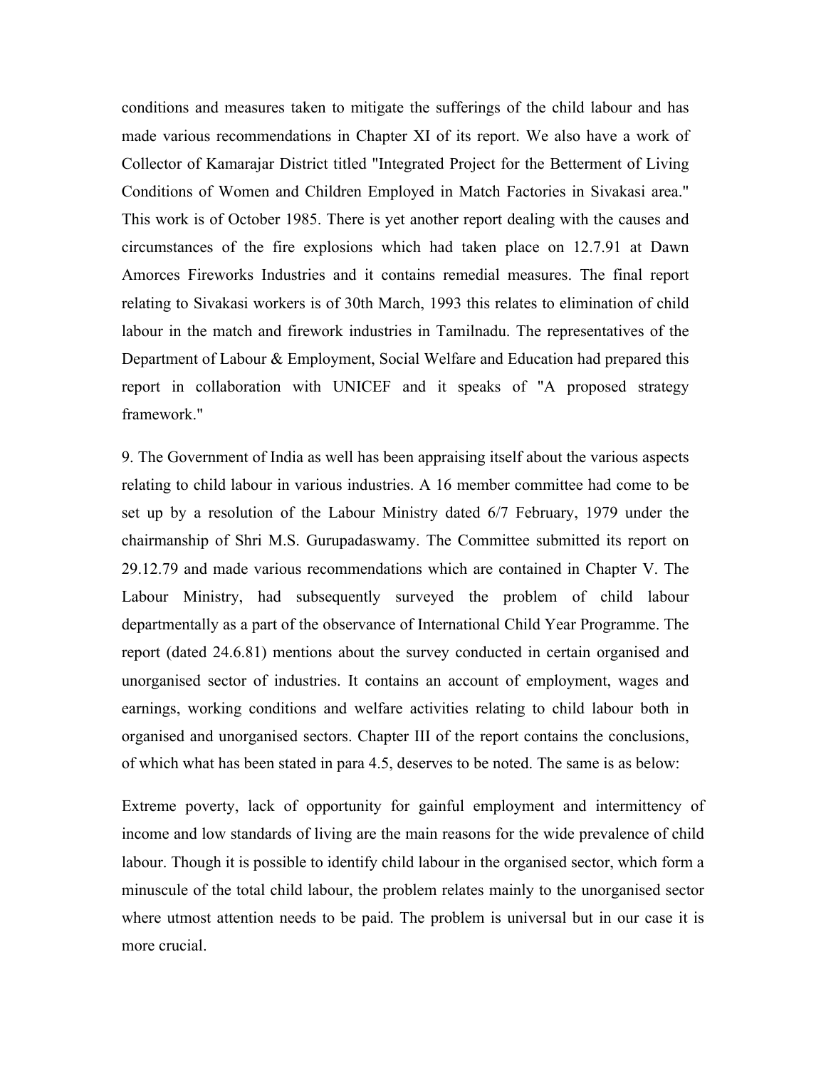conditions and measures taken to mitigate the sufferings of the child labour and has made various recommendations in Chapter XI of its report. We also have a work of Collector of Kamarajar District titled "Integrated Project for the Betterment of Living Conditions of Women and Children Employed in Match Factories in Sivakasi area." This work is of October 1985. There is yet another report dealing with the causes and circumstances of the fire explosions which had taken place on 12.7.91 at Dawn Amorces Fireworks Industries and it contains remedial measures. The final report relating to Sivakasi workers is of 30th March, 1993 this relates to elimination of child labour in the match and firework industries in Tamilnadu. The representatives of the Department of Labour & Employment, Social Welfare and Education had prepared this report in collaboration with UNICEF and it speaks of "A proposed strategy framework."

9. The Government of India as well has been appraising itself about the various aspects relating to child labour in various industries. A 16 member committee had come to be set up by a resolution of the Labour Ministry dated 6/7 February, 1979 under the chairmanship of Shri M.S. Gurupadaswamy. The Committee submitted its report on 29.12.79 and made various recommendations which are contained in Chapter V. The Labour Ministry, had subsequently surveyed the problem of child labour departmentally as a part of the observance of International Child Year Programme. The report (dated 24.6.81) mentions about the survey conducted in certain organised and unorganised sector of industries. It contains an account of employment, wages and earnings, working conditions and welfare activities relating to child labour both in organised and unorganised sectors. Chapter III of the report contains the conclusions, of which what has been stated in para 4.5, deserves to be noted. The same is as below:

Extreme poverty, lack of opportunity for gainful employment and intermittency of income and low standards of living are the main reasons for the wide prevalence of child labour. Though it is possible to identify child labour in the organised sector, which form a minuscule of the total child labour, the problem relates mainly to the unorganised sector where utmost attention needs to be paid. The problem is universal but in our case it is more crucial.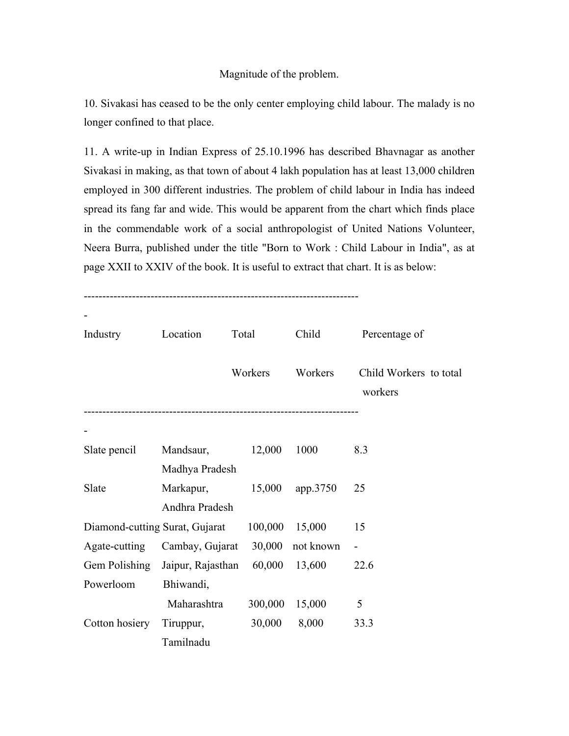Magnitude of the problem.

10. Sivakasi has ceased to be the only center employing child labour. The malady is no longer confined to that place.

11. A write-up in Indian Express of 25.10.1996 has described Bhavnagar as another Sivakasi in making, as that town of about 4 lakh population has at least 13,000 children employed in 300 different industries. The problem of child labour in India has indeed spread its fang far and wide. This would be apparent from the chart which finds place in the commendable work of a social anthropologist of United Nations Volunteer, Neera Burra, published under the title "Born to Work : Child Labour in India", as at page XXII to XXIV of the book. It is useful to extract that chart. It is as below:

| Industry | Location | Total Workers | Child Workers | Percentage of Child Workers to total workers |
|---|---|---|---|---|
| Slate pencil | Mandsaur, Madhya Pradesh | 12,000 | 1000 | 8.3 |
| Slate | Markapur, Andhra Pradesh | 15,000 | app.3750 | 25 |
| Diamond-cutting | Surat, Gujarat | 100,000 | 15,000 | 15 |
| Agate-cutting | Cambay, Gujarat | 30,000 | not known | - |
| Gem Polishing | Jaipur, Rajasthan | 60,000 | 13,600 | 22.6 |
| Powerloom | Bhiwandi, Maharashtra | 300,000 | 15,000 | 5 |
| Cotton hosiery | Tiruppur, Tamilnadu | 30,000 | 8,000 | 33.3 |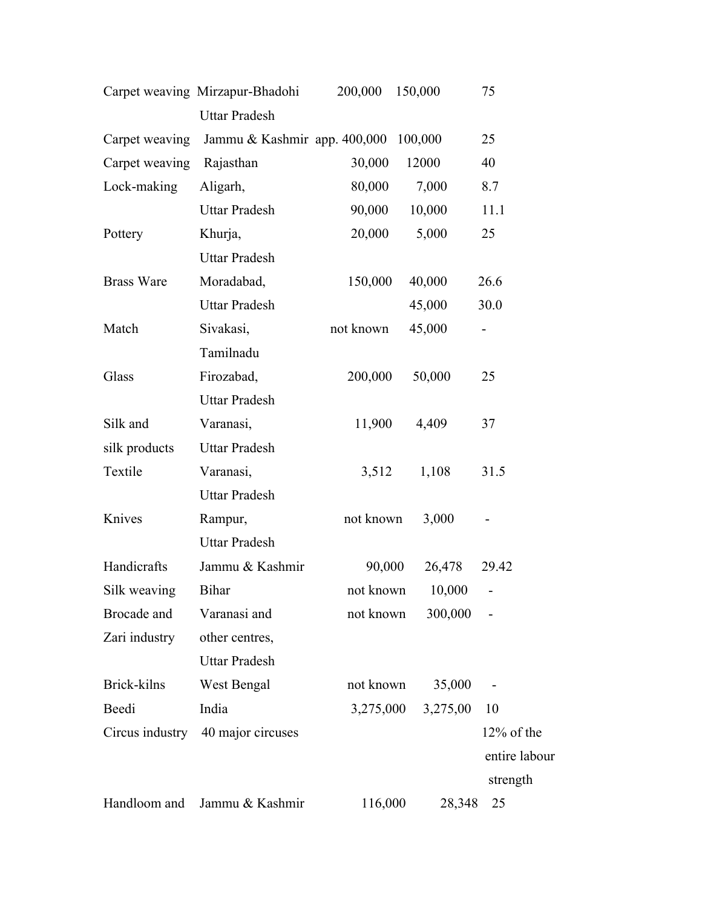| | | | | |
|---|---|---|---|---|
| Carpet weaving | Mirzapur-Bhadohi Uttar Pradesh | 200,000 | 150,000 | 75 |
| Carpet weaving | Jammu & Kashmir | app. 400,000 | 100,000 | 25 |
| Carpet weaving | Rajasthan | 30,000 | 12000 | 40 |
| Lock-making | Aligarh, | 80,000 | 7,000 | 8.7 |
| | Uttar Pradesh | 90,000 | 10,000 | 11.1 |
| Pottery | Khurja, Uttar Pradesh | 20,000 | 5,000 | 25 |
| Brass Ware | Moradabad, | 150,000 | 40,000 | 26.6 |
| | Uttar Pradesh | | 45,000 | 30.0 |
| Match | Sivakasi, Tamilnadu | not known | 45,000 | - |
| Glass | Firozabad, Uttar Pradesh | 200,000 | 50,000 | 25 |
| Silk and silk products | Varanasi, Uttar Pradesh | 11,900 | 4,409 | 37 |
| Textile | Varanasi, Uttar Pradesh | 3,512 | 1,108 | 31.5 |
| Knives | Rampur, Uttar Pradesh | not known | 3,000 | - |
| Handicrafts | Jammu & Kashmir | 90,000 | 26,478 | 29.42 |
| Silk weaving | Bihar | not known | 10,000 | - |
| Brocade and Zari industry | Varanasi and other centres, Uttar Pradesh | not known | 300,000 | - |
| Brick-kilns | West Bengal | not known | 35,000 | - |
| Beedi | India | 3,275,000 | 3,275,00 | 10 |
| Circus industry | 40 major circuses | | | 12% of the entire labour strength |
| Handloom and | Jammu & Kashmir | 116,000 | 28,348 | 25 |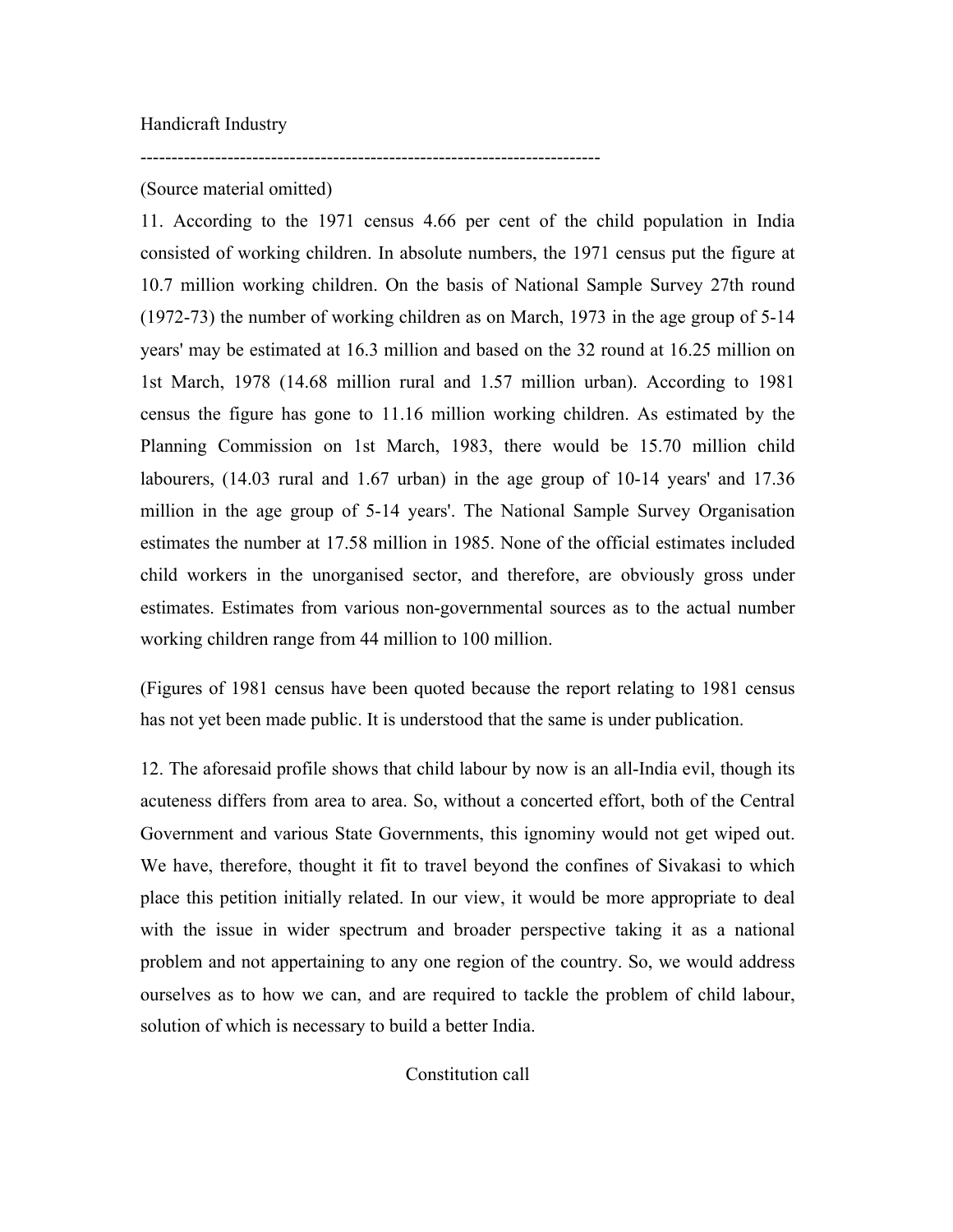Handicraft Industry

---------------------------------------------------------------------------

(Source material omitted)

11. According to the 1971 census 4.66 per cent of the child population in India consisted of working children. In absolute numbers, the 1971 census put the figure at 10.7 million working children. On the basis of National Sample Survey 27th round (1972-73) the number of working children as on March, 1973 in the age group of 5-14 years' may be estimated at 16.3 million and based on the 32 round at 16.25 million on 1st March, 1978 (14.68 million rural and 1.57 million urban). According to 1981 census the figure has gone to 11.16 million working children. As estimated by the Planning Commission on 1st March, 1983, there would be 15.70 million child labourers, (14.03 rural and 1.67 urban) in the age group of 10-14 years' and 17.36 million in the age group of 5-14 years'. The National Sample Survey Organisation estimates the number at 17.58 million in 1985. None of the official estimates included child workers in the unorganised sector, and therefore, are obviously gross under estimates. Estimates from various non-governmental sources as to the actual number working children range from 44 million to 100 million.

(Figures of 1981 census have been quoted because the report relating to 1981 census has not yet been made public. It is understood that the same is under publication.

12. The aforesaid profile shows that child labour by now is an all-India evil, though its acuteness differs from area to area. So, without a concerted effort, both of the Central Government and various State Governments, this ignominy would not get wiped out. We have, therefore, thought it fit to travel beyond the confines of Sivakasi to which place this petition initially related. In our view, it would be more appropriate to deal with the issue in wider spectrum and broader perspective taking it as a national problem and not appertaining to any one region of the country. So, we would address ourselves as to how we can, and are required to tackle the problem of child labour, solution of which is necessary to build a better India.

Constitution call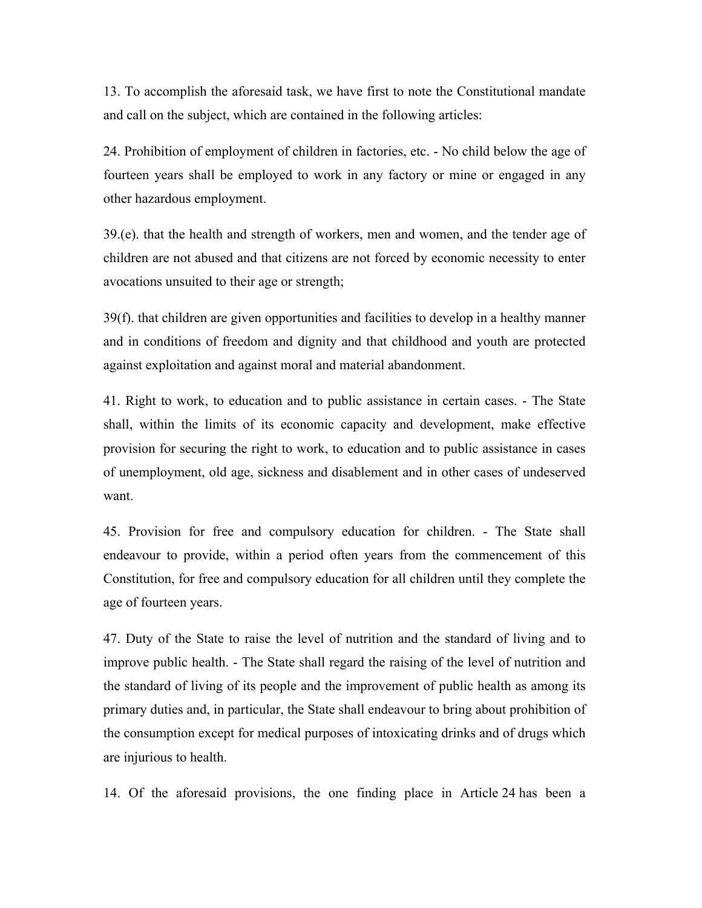13. To accomplish the aforesaid task, we have first to note the Constitutional mandate and call on the subject, which are contained in the following articles:

24. Prohibition of employment of children in factories, etc. - No child below the age of fourteen years shall be employed to work in any factory or mine or engaged in any other hazardous employment.

39.(e). that the health and strength of workers, men and women, and the tender age of children are not abused and that citizens are not forced by economic necessity to enter avocations unsuited to their age or strength;

39(f). that children are given opportunities and facilities to develop in a healthy manner and in conditions of freedom and dignity and that childhood and youth are protected against exploitation and against moral and material abandonment.

41. Right to work, to education and to public assistance in certain cases. - The State shall, within the limits of its economic capacity and development, make effective provision for securing the right to work, to education and to public assistance in cases of unemployment, old age, sickness and disablement and in other cases of undeserved want.

45. Provision for free and compulsory education for children. - The State shall endeavour to provide, within a period often years from the commencement of this Constitution, for free and compulsory education for all children until they complete the age of fourteen years.

47. Duty of the State to raise the level of nutrition and the standard of living and to improve public health. - The State shall regard the raising of the level of nutrition and the standard of living of its people and the improvement of public health as among its primary duties and, in particular, the State shall endeavour to bring about prohibition of the consumption except for medical purposes of intoxicating drinks and of drugs which are injurious to health.

14. Of the aforesaid provisions, the one finding place in Article 24 has been a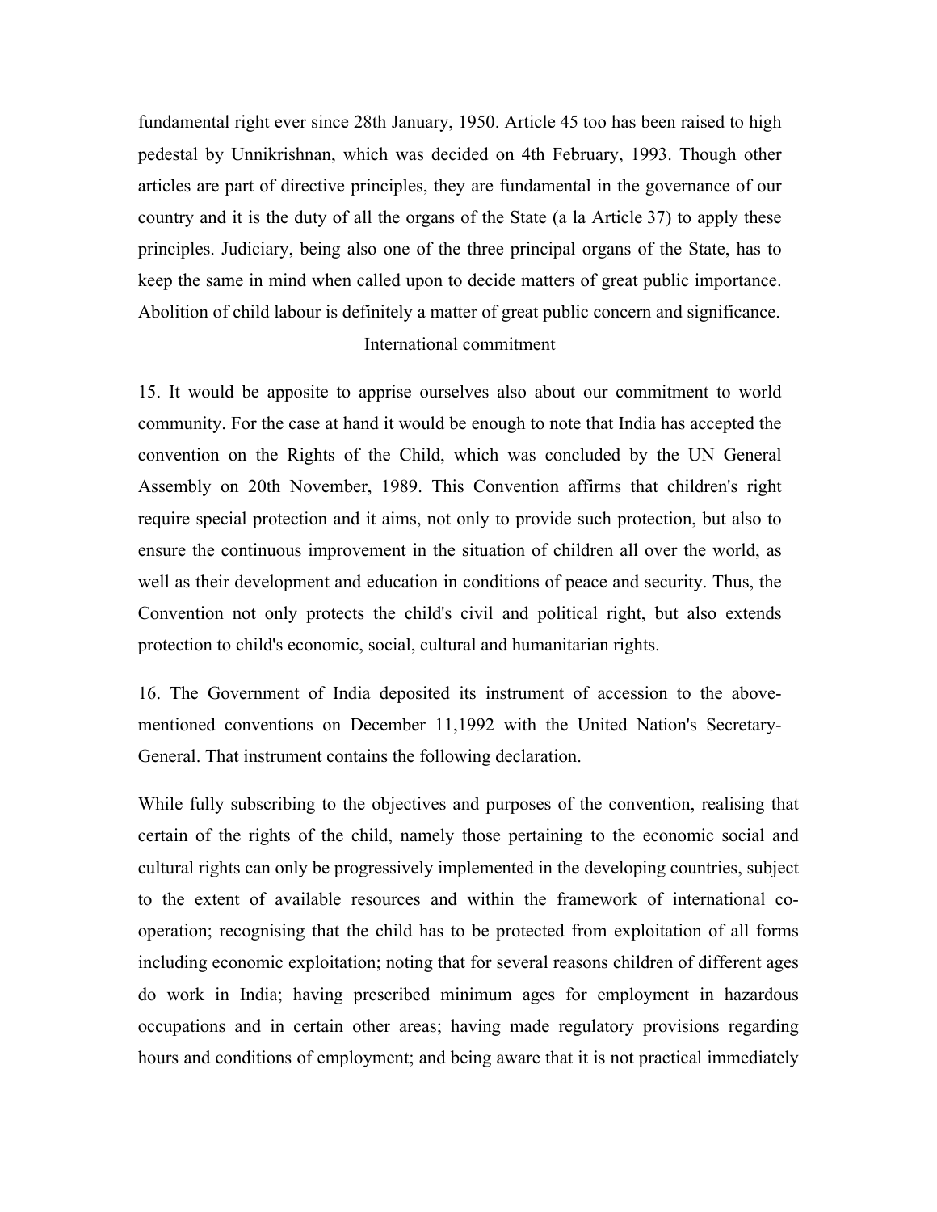fundamental right ever since 28th January, 1950. Article 45 too has been raised to high pedestal by Unnikrishnan, which was decided on 4th February, 1993. Though other articles are part of directive principles, they are fundamental in the governance of our country and it is the duty of all the organs of the State (a la Article 37) to apply these principles. Judiciary, being also one of the three principal organs of the State, has to keep the same in mind when called upon to decide matters of great public importance. Abolition of child labour is definitely a matter of great public concern and significance.

### International commitment

15. It would be apposite to apprise ourselves also about our commitment to world community. For the case at hand it would be enough to note that India has accepted the convention on the Rights of the Child, which was concluded by the UN General Assembly on 20th November, 1989. This Convention affirms that children's right require special protection and it aims, not only to provide such protection, but also to ensure the continuous improvement in the situation of children all over the world, as well as their development and education in conditions of peace and security. Thus, the Convention not only protects the child's civil and political right, but also extends protection to child's economic, social, cultural and humanitarian rights.

16. The Government of India deposited its instrument of accession to the above-mentioned conventions on December 11,1992 with the United Nation's Secretary-General. That instrument contains the following declaration.

While fully subscribing to the objectives and purposes of the convention, realising that certain of the rights of the child, namely those pertaining to the economic social and cultural rights can only be progressively implemented in the developing countries, subject to the extent of available resources and within the framework of international co-operation; recognising that the child has to be protected from exploitation of all forms including economic exploitation; noting that for several reasons children of different ages do work in India; having prescribed minimum ages for employment in hazardous occupations and in certain other areas; having made regulatory provisions regarding hours and conditions of employment; and being aware that it is not practical immediately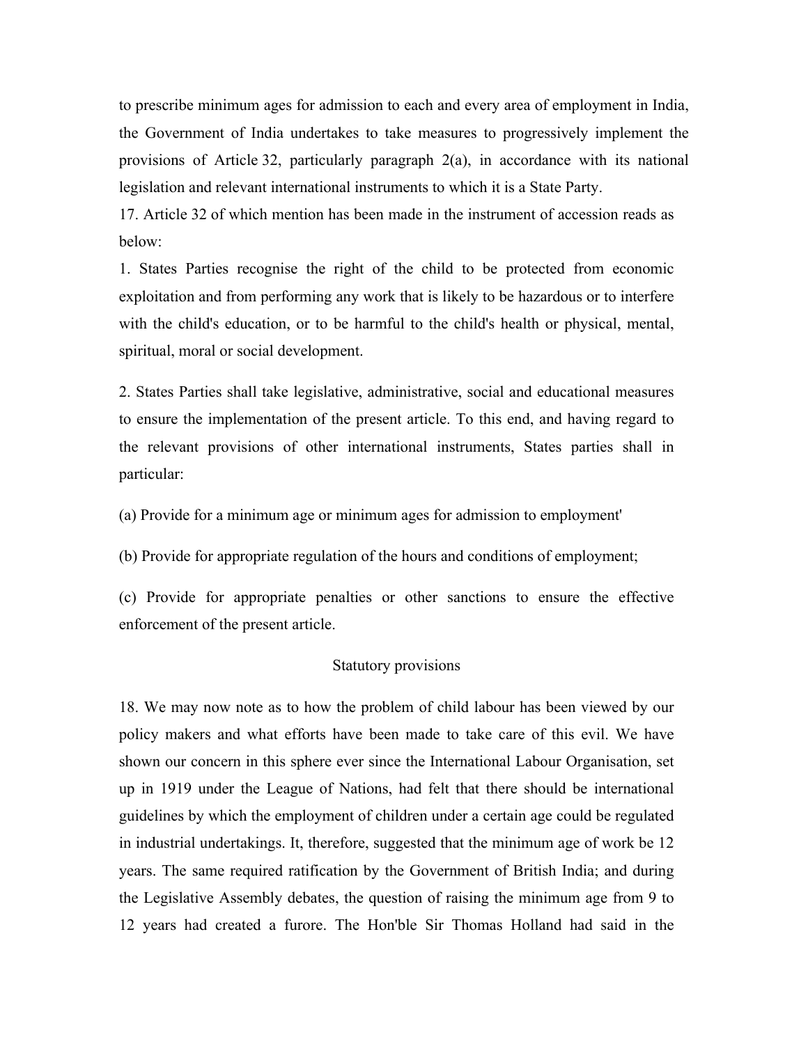to prescribe minimum ages for admission to each and every area of employment in India, the Government of India undertakes to take measures to progressively implement the provisions of Article 32, particularly paragraph 2(a), in accordance with its national legislation and relevant international instruments to which it is a State Party.

17. Article 32 of which mention has been made in the instrument of accession reads as below:

1. States Parties recognise the right of the child to be protected from economic exploitation and from performing any work that is likely to be hazardous or to interfere with the child's education, or to be harmful to the child's health or physical, mental, spiritual, moral or social development.

2. States Parties shall take legislative, administrative, social and educational measures to ensure the implementation of the present article. To this end, and having regard to the relevant provisions of other international instruments, States parties shall in particular:

(a) Provide for a minimum age or minimum ages for admission to employment'

(b) Provide for appropriate regulation of the hours and conditions of employment;

(c) Provide for appropriate penalties or other sanctions to ensure the effective enforcement of the present article.

Statutory provisions

18. We may now note as to how the problem of child labour has been viewed by our policy makers and what efforts have been made to take care of this evil. We have shown our concern in this sphere ever since the International Labour Organisation, set up in 1919 under the League of Nations, had felt that there should be international guidelines by which the employment of children under a certain age could be regulated in industrial undertakings. It, therefore, suggested that the minimum age of work be 12 years. The same required ratification by the Government of British India; and during the Legislative Assembly debates, the question of raising the minimum age from 9 to 12 years had created a furore. The Hon'ble Sir Thomas Holland had said in the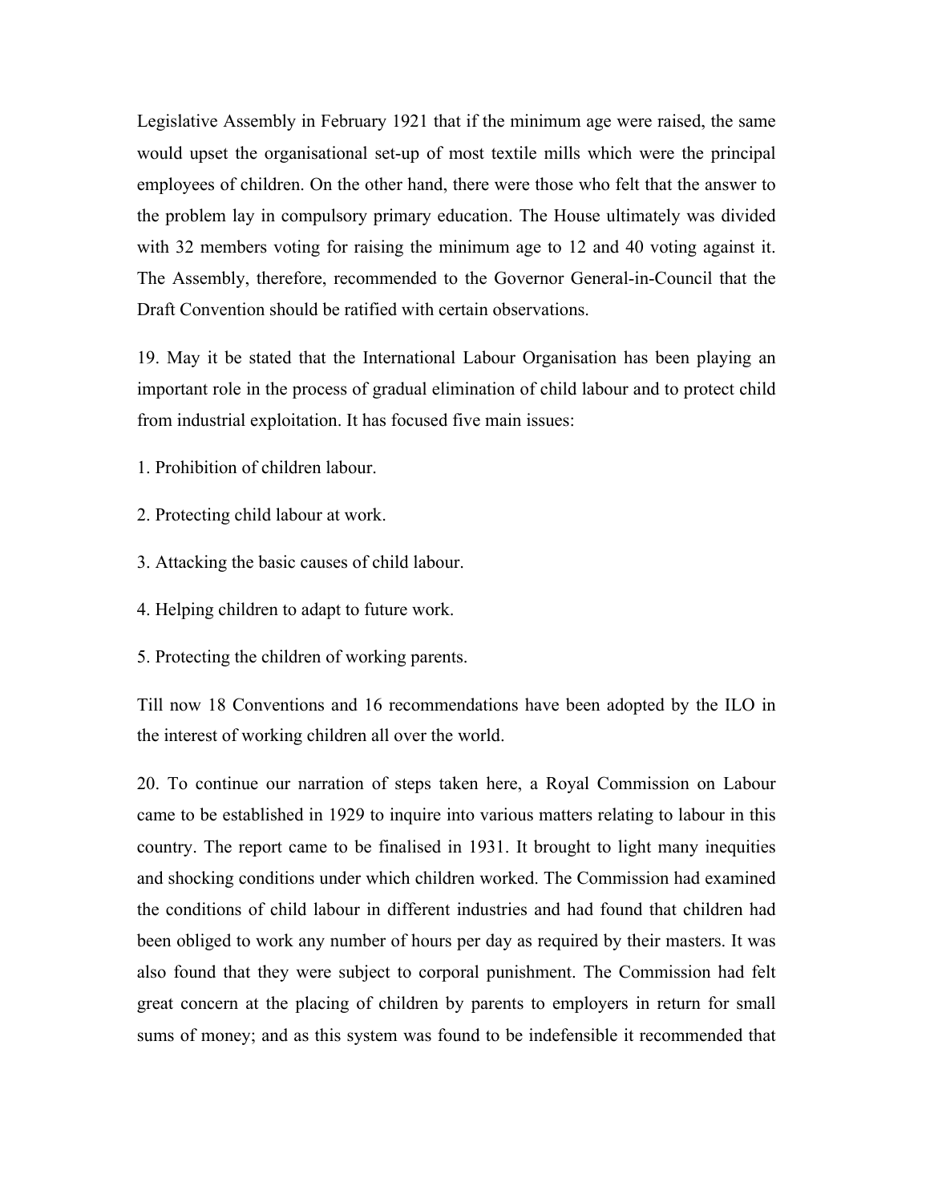Legislative Assembly in February 1921 that if the minimum age were raised, the same would upset the organisational set-up of most textile mills which were the principal employees of children. On the other hand, there were those who felt that the answer to the problem lay in compulsory primary education. The House ultimately was divided with 32 members voting for raising the minimum age to 12 and 40 voting against it. The Assembly, therefore, recommended to the Governor General-in-Council that the Draft Convention should be ratified with certain observations.

19. May it be stated that the International Labour Organisation has been playing an important role in the process of gradual elimination of child labour and to protect child from industrial exploitation. It has focused five main issues:

1. Prohibition of children labour.

2. Protecting child labour at work.

3. Attacking the basic causes of child labour.

4. Helping children to adapt to future work.

5. Protecting the children of working parents.

Till now 18 Conventions and 16 recommendations have been adopted by the ILO in the interest of working children all over the world.

20. To continue our narration of steps taken here, a Royal Commission on Labour came to be established in 1929 to inquire into various matters relating to labour in this country. The report came to be finalised in 1931. It brought to light many inequities and shocking conditions under which children worked. The Commission had examined the conditions of child labour in different industries and had found that children had been obliged to work any number of hours per day as required by their masters. It was also found that they were subject to corporal punishment. The Commission had felt great concern at the placing of children by parents to employers in return for small sums of money; and as this system was found to be indefensible it recommended that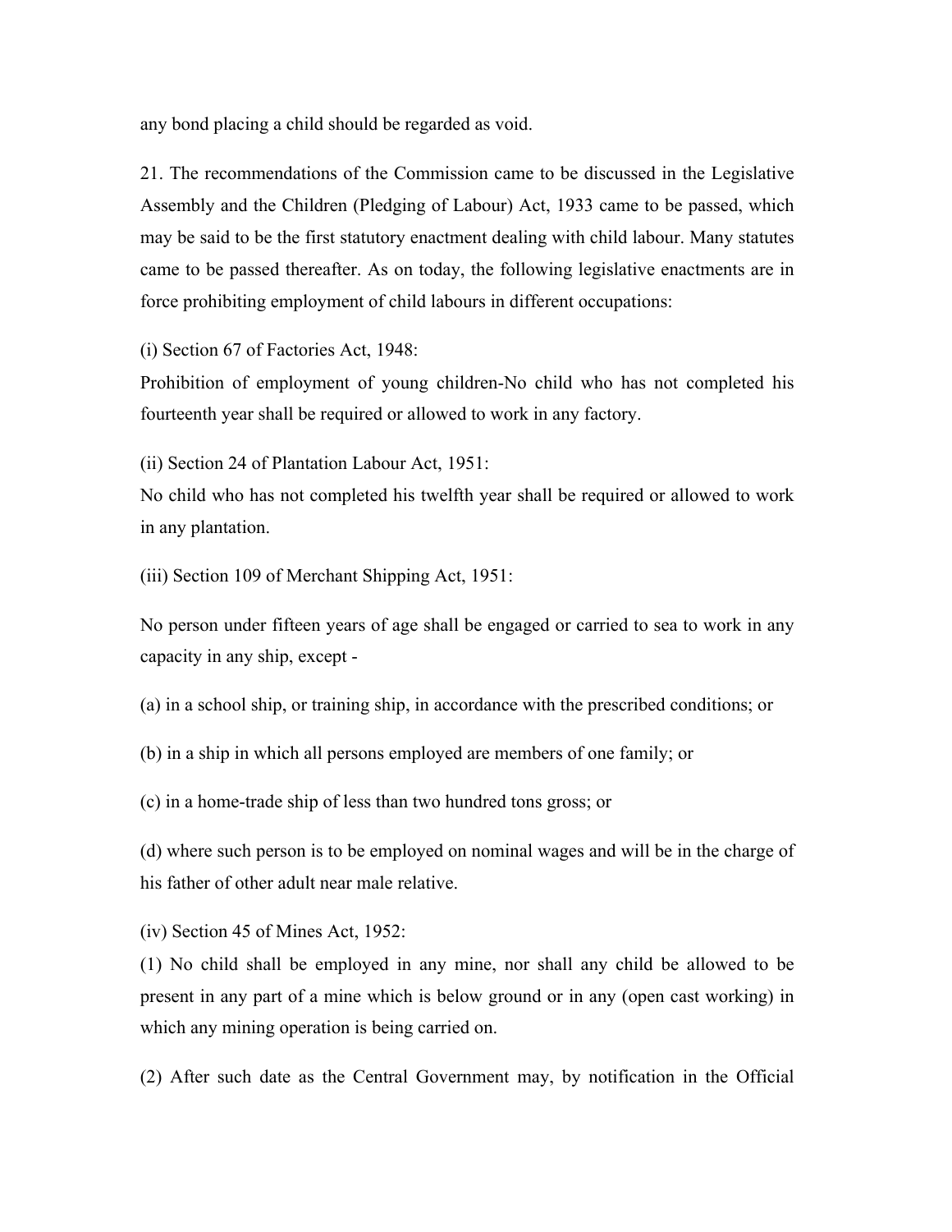any bond placing a child should be regarded as void.

21. The recommendations of the Commission came to be discussed in the Legislative Assembly and the Children (Pledging of Labour) Act, 1933 came to be passed, which may be said to be the first statutory enactment dealing with child labour. Many statutes came to be passed thereafter. As on today, the following legislative enactments are in force prohibiting employment of child labours in different occupations:

(i) Section 67 of Factories Act, 1948:
Prohibition of employment of young children-No child who has not completed his fourteenth year shall be required or allowed to work in any factory.

(ii) Section 24 of Plantation Labour Act, 1951:
No child who has not completed his twelfth year shall be required or allowed to work in any plantation.

(iii) Section 109 of Merchant Shipping Act, 1951:

No person under fifteen years of age shall be engaged or carried to sea to work in any capacity in any ship, except -

(a) in a school ship, or training ship, in accordance with the prescribed conditions; or

(b) in a ship in which all persons employed are members of one family; or

(c) in a home-trade ship of less than two hundred tons gross; or

(d) where such person is to be employed on nominal wages and will be in the charge of his father of other adult near male relative.

(iv) Section 45 of Mines Act, 1952:
(1) No child shall be employed in any mine, nor shall any child be allowed to be present in any part of a mine which is below ground or in any (open cast working) in which any mining operation is being carried on.

(2) After such date as the Central Government may, by notification in the Official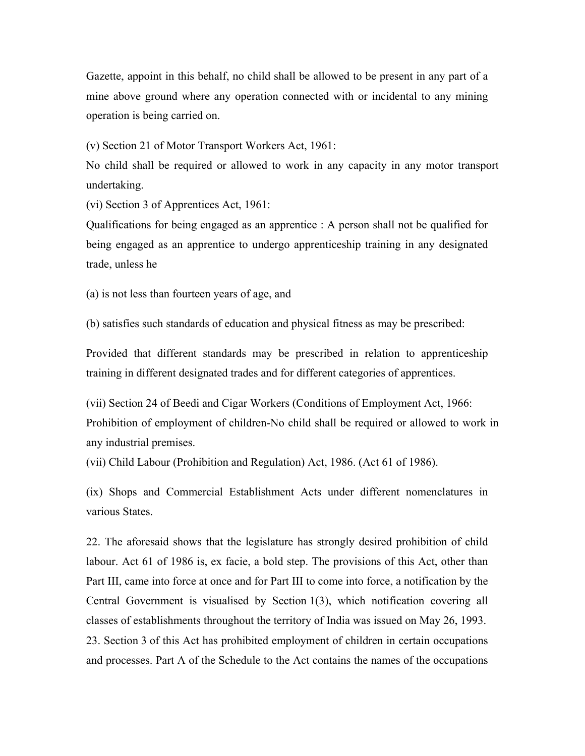Gazette, appoint in this behalf, no child shall be allowed to be present in any part of a mine above ground where any operation connected with or incidental to any mining operation is being carried on.

(v) Section 21 of Motor Transport Workers Act, 1961:

No child shall be required or allowed to work in any capacity in any motor transport undertaking.

(vi) Section 3 of Apprentices Act, 1961:

Qualifications for being engaged as an apprentice : A person shall not be qualified for being engaged as an apprentice to undergo apprenticeship training in any designated trade, unless he

(a) is not less than fourteen years of age, and

(b) satisfies such standards of education and physical fitness as may be prescribed:

Provided that different standards may be prescribed in relation to apprenticeship training in different designated trades and for different categories of apprentices.

(vii) Section 24 of Beedi and Cigar Workers (Conditions of Employment Act, 1966:

Prohibition of employment of children-No child shall be required or allowed to work in any industrial premises.

(vii) Child Labour (Prohibition and Regulation) Act, 1986. (Act 61 of 1986).

(ix) Shops and Commercial Establishment Acts under different nomenclatures in various States.

22. The aforesaid shows that the legislature has strongly desired prohibition of child labour. Act 61 of 1986 is, ex facie, a bold step. The provisions of this Act, other than Part III, came into force at once and for Part III to come into force, a notification by the Central Government is visualised by Section 1(3), which notification covering all classes of establishments throughout the territory of India was issued on May 26, 1993.

23. Section 3 of this Act has prohibited employment of children in certain occupations and processes. Part A of the Schedule to the Act contains the names of the occupations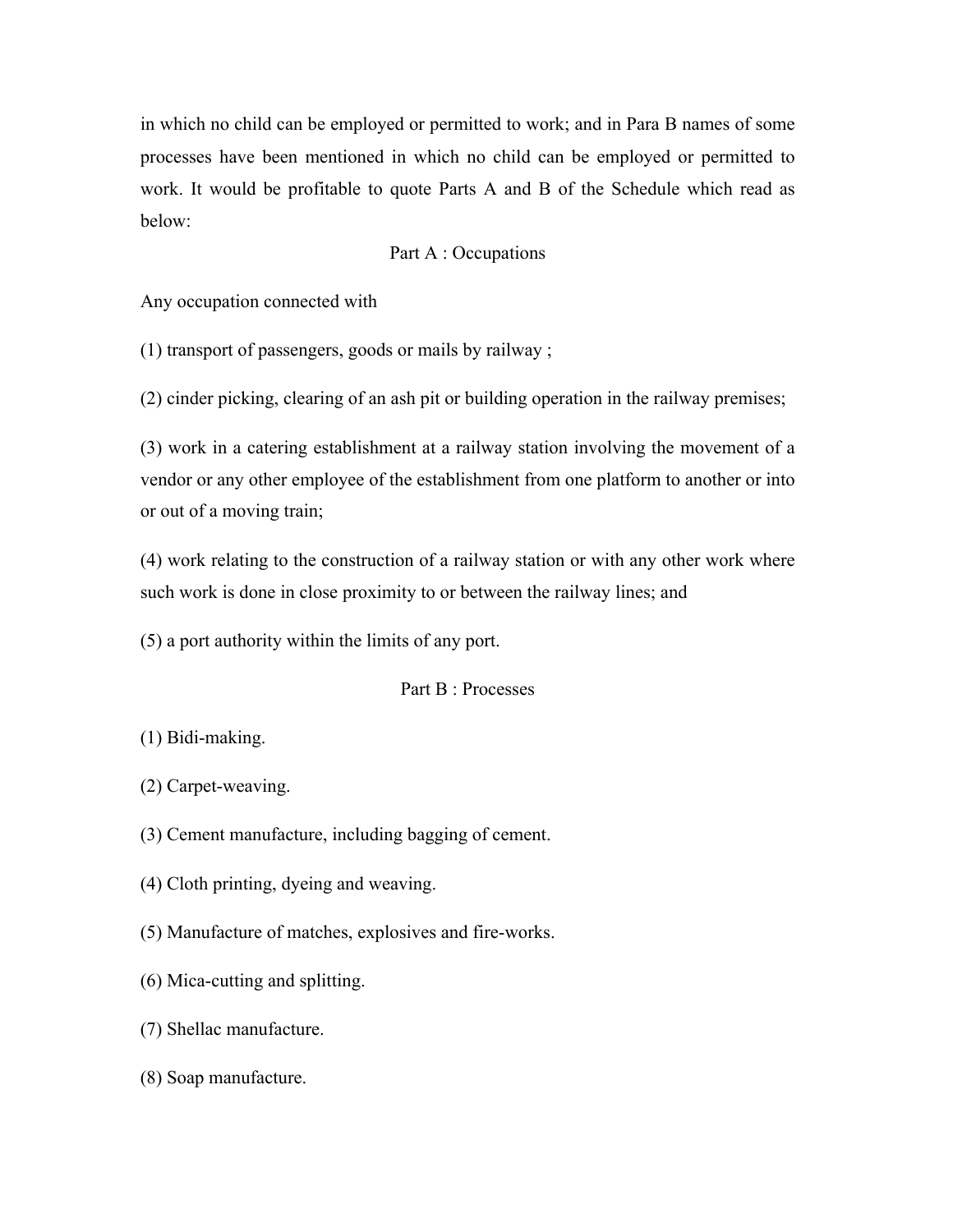in which no child can be employed or permitted to work; and in Para B names of some processes have been mentioned in which no child can be employed or permitted to work. It would be profitable to quote Parts A and B of the Schedule which read as below:

Part A : Occupations

Any occupation connected with

(1) transport of passengers, goods or mails by railway ;

(2) cinder picking, clearing of an ash pit or building operation in the railway premises;

(3) work in a catering establishment at a railway station involving the movement of a vendor or any other employee of the establishment from one platform to another or into or out of a moving train;

(4) work relating to the construction of a railway station or with any other work where such work is done in close proximity to or between the railway lines; and

(5) a port authority within the limits of any port.

Part B : Processes

(1) Bidi-making.

(2) Carpet-weaving.

(3) Cement manufacture, including bagging of cement.

(4) Cloth printing, dyeing and weaving.

(5) Manufacture of matches, explosives and fire-works.

(6) Mica-cutting and splitting.

(7) Shellac manufacture.

(8) Soap manufacture.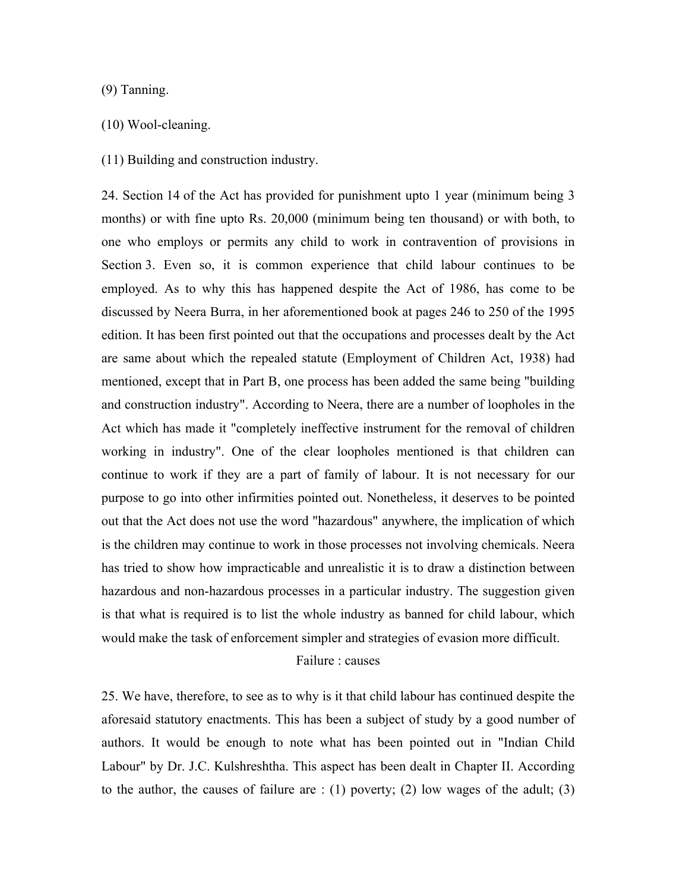(9) Tanning.

(10) Wool-cleaning.

(11) Building and construction industry.

24. Section 14 of the Act has provided for punishment upto 1 year (minimum being 3 months) or with fine upto Rs. 20,000 (minimum being ten thousand) or with both, to one who employs or permits any child to work in contravention of provisions in Section 3. Even so, it is common experience that child labour continues to be employed. As to why this has happened despite the Act of 1986, has come to be discussed by Neera Burra, in her aforementioned book at pages 246 to 250 of the 1995 edition. It has been first pointed out that the occupations and processes dealt by the Act are same about which the repealed statute (Employment of Children Act, 1938) had mentioned, except that in Part B, one process has been added the same being "building and construction industry". According to Neera, there are a number of loopholes in the Act which has made it "completely ineffective instrument for the removal of children working in industry". One of the clear loopholes mentioned is that children can continue to work if they are a part of family of labour. It is not necessary for our purpose to go into other infirmities pointed out. Nonetheless, it deserves to be pointed out that the Act does not use the word "hazardous" anywhere, the implication of which is the children may continue to work in those processes not involving chemicals. Neera has tried to show how impracticable and unrealistic it is to draw a distinction between hazardous and non-hazardous processes in a particular industry. The suggestion given is that what is required is to list the whole industry as banned for child labour, which would make the task of enforcement simpler and strategies of evasion more difficult.

Failure : causes

25. We have, therefore, to see as to why is it that child labour has continued despite the aforesaid statutory enactments. This has been a subject of study by a good number of authors. It would be enough to note what has been pointed out in "Indian Child Labour" by Dr. J.C. Kulshreshtha. This aspect has been dealt in Chapter II. According to the author, the causes of failure are : (1) poverty; (2) low wages of the adult; (3)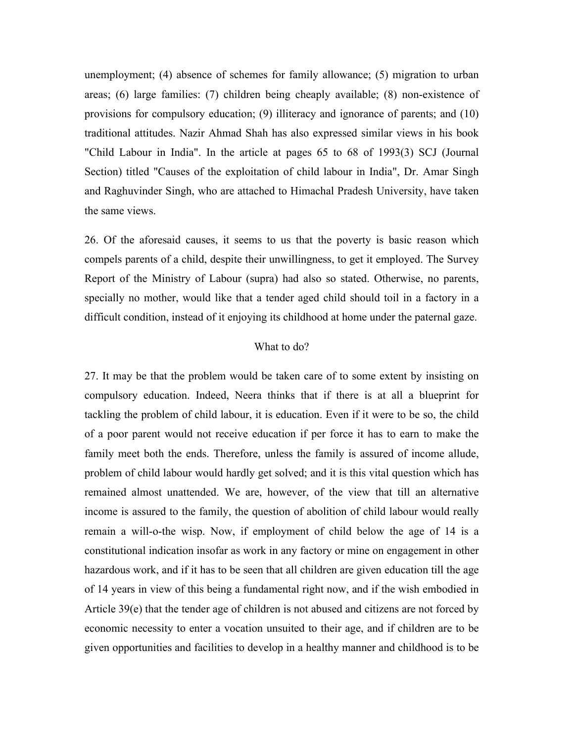unemployment; (4) absence of schemes for family allowance; (5) migration to urban areas; (6) large families: (7) children being cheaply available; (8) non-existence of provisions for compulsory education; (9) illiteracy and ignorance of parents; and (10) traditional attitudes. Nazir Ahmad Shah has also expressed similar views in his book "Child Labour in India". In the article at pages 65 to 68 of 1993(3) SCJ (Journal Section) titled "Causes of the exploitation of child labour in India", Dr. Amar Singh and Raghuvinder Singh, who are attached to Himachal Pradesh University, have taken the same views.

26. Of the aforesaid causes, it seems to us that the poverty is basic reason which compels parents of a child, despite their unwillingness, to get it employed. The Survey Report of the Ministry of Labour (supra) had also so stated. Otherwise, no parents, specially no mother, would like that a tender aged child should toil in a factory in a difficult condition, instead of it enjoying its childhood at home under the paternal gaze.

### What to do?

27. It may be that the problem would be taken care of to some extent by insisting on compulsory education. Indeed, Neera thinks that if there is at all a blueprint for tackling the problem of child labour, it is education. Even if it were to be so, the child of a poor parent would not receive education if per force it has to earn to make the family meet both the ends. Therefore, unless the family is assured of income allude, problem of child labour would hardly get solved; and it is this vital question which has remained almost unattended. We are, however, of the view that till an alternative income is assured to the family, the question of abolition of child labour would really remain a will-o-the wisp. Now, if employment of child below the age of 14 is a constitutional indication insofar as work in any factory or mine on engagement in other hazardous work, and if it has to be seen that all children are given education till the age of 14 years in view of this being a fundamental right now, and if the wish embodied in Article 39(e) that the tender age of children is not abused and citizens are not forced by economic necessity to enter a vocation unsuited to their age, and if children are to be given opportunities and facilities to develop in a healthy manner and childhood is to be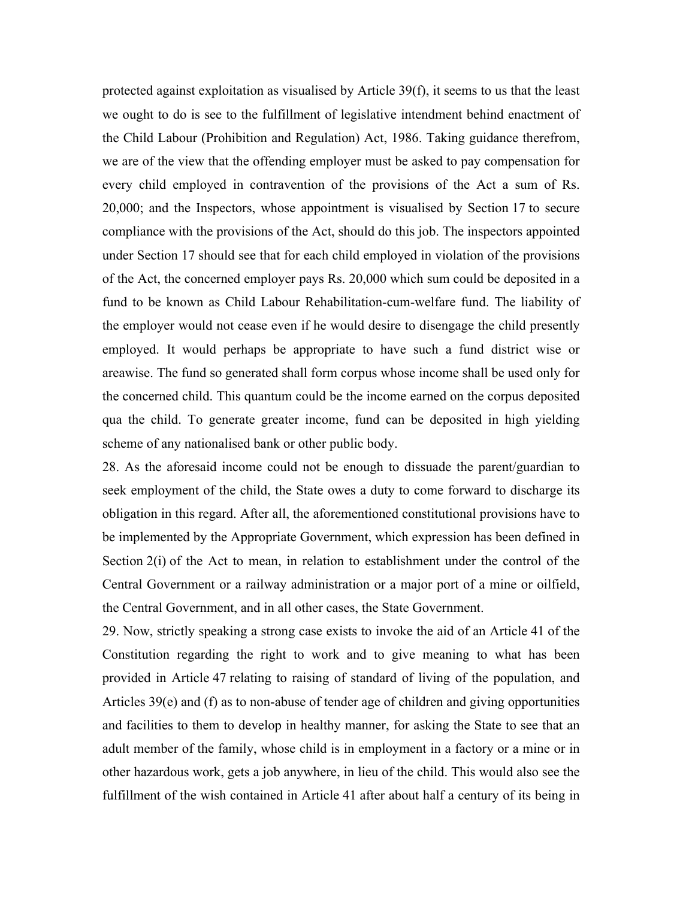protected against exploitation as visualised by Article 39(f), it seems to us that the least we ought to do is see to the fulfillment of legislative intendment behind enactment of the Child Labour (Prohibition and Regulation) Act, 1986. Taking guidance therefrom, we are of the view that the offending employer must be asked to pay compensation for every child employed in contravention of the provisions of the Act a sum of Rs. 20,000; and the Inspectors, whose appointment is visualised by Section 17 to secure compliance with the provisions of the Act, should do this job. The inspectors appointed under Section 17 should see that for each child employed in violation of the provisions of the Act, the concerned employer pays Rs. 20,000 which sum could be deposited in a fund to be known as Child Labour Rehabilitation-cum-welfare fund. The liability of the employer would not cease even if he would desire to disengage the child presently employed. It would perhaps be appropriate to have such a fund district wise or areawise. The fund so generated shall form corpus whose income shall be used only for the concerned child. This quantum could be the income earned on the corpus deposited qua the child. To generate greater income, fund can be deposited in high yielding scheme of any nationalised bank or other public body.

28. As the aforesaid income could not be enough to dissuade the parent/guardian to seek employment of the child, the State owes a duty to come forward to discharge its obligation in this regard. After all, the aforementioned constitutional provisions have to be implemented by the Appropriate Government, which expression has been defined in Section 2(i) of the Act to mean, in relation to establishment under the control of the Central Government or a railway administration or a major port of a mine or oilfield, the Central Government, and in all other cases, the State Government.

29. Now, strictly speaking a strong case exists to invoke the aid of an Article 41 of the Constitution regarding the right to work and to give meaning to what has been provided in Article 47 relating to raising of standard of living of the population, and Articles 39(e) and (f) as to non-abuse of tender age of children and giving opportunities and facilities to them to develop in healthy manner, for asking the State to see that an adult member of the family, whose child is in employment in a factory or a mine or in other hazardous work, gets a job anywhere, in lieu of the child. This would also see the fulfillment of the wish contained in Article 41 after about half a century of its being in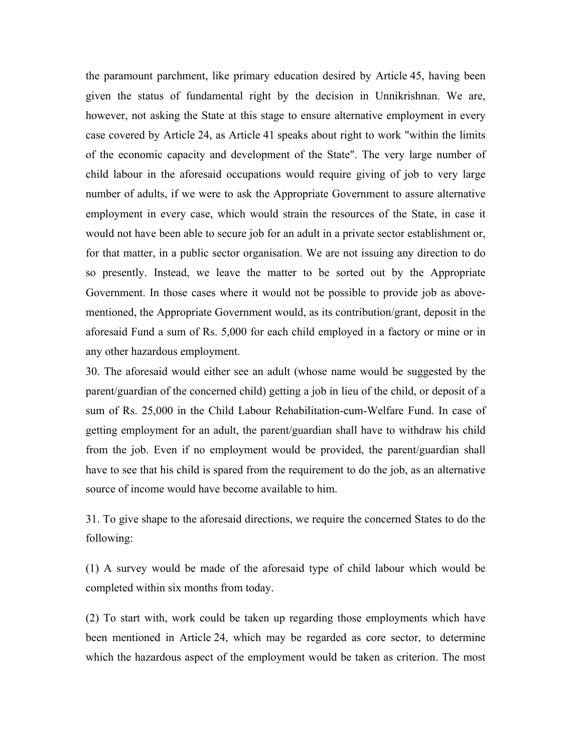the paramount parchment, like primary education desired by Article 45, having been given the status of fundamental right by the decision in Unnikrishnan. We are, however, not asking the State at this stage to ensure alternative employment in every case covered by Article 24, as Article 41 speaks about right to work "within the limits of the economic capacity and development of the State". The very large number of child labour in the aforesaid occupations would require giving of job to very large number of adults, if we were to ask the Appropriate Government to assure alternative employment in every case, which would strain the resources of the State, in case it would not have been able to secure job for an adult in a private sector establishment or, for that matter, in a public sector organisation. We are not issuing any direction to do so presently. Instead, we leave the matter to be sorted out by the Appropriate Government. In those cases where it would not be possible to provide job as above-mentioned, the Appropriate Government would, as its contribution/grant, deposit in the aforesaid Fund a sum of Rs. 5,000 for each child employed in a factory or mine or in any other hazardous employment.

30. The aforesaid would either see an adult (whose name would be suggested by the parent/guardian of the concerned child) getting a job in lieu of the child, or deposit of a sum of Rs. 25,000 in the Child Labour Rehabilitation-cum-Welfare Fund. In case of getting employment for an adult, the parent/guardian shall have to withdraw his child from the job. Even if no employment would be provided, the parent/guardian shall have to see that his child is spared from the requirement to do the job, as an alternative source of income would have become available to him.

31. To give shape to the aforesaid directions, we require the concerned States to do the following:

(1) A survey would be made of the aforesaid type of child labour which would be completed within six months from today.

(2) To start with, work could be taken up regarding those employments which have been mentioned in Article 24, which may be regarded as core sector, to determine which the hazardous aspect of the employment would be taken as criterion. The most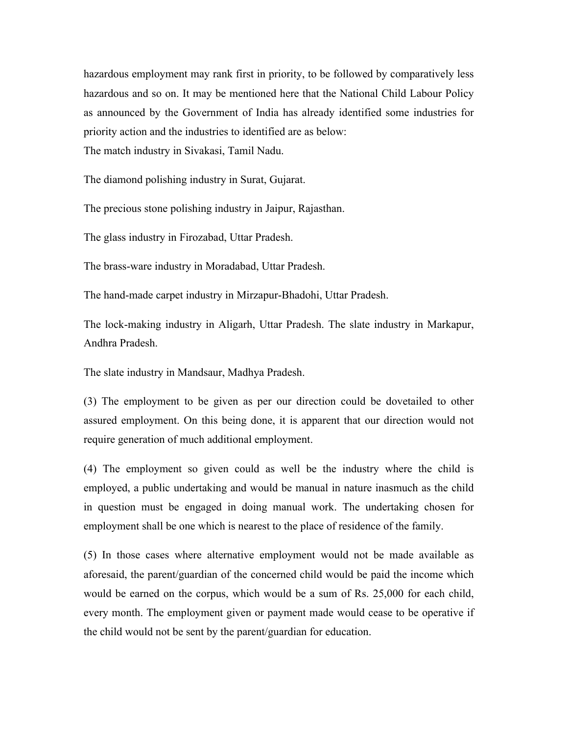hazardous employment may rank first in priority, to be followed by comparatively less hazardous and so on. It may be mentioned here that the National Child Labour Policy as announced by the Government of India has already identified some industries for priority action and the industries to identified are as below:

The match industry in Sivakasi, Tamil Nadu.

The diamond polishing industry in Surat, Gujarat.

The precious stone polishing industry in Jaipur, Rajasthan.

The glass industry in Firozabad, Uttar Pradesh.

The brass-ware industry in Moradabad, Uttar Pradesh.

The hand-made carpet industry in Mirzapur-Bhadohi, Uttar Pradesh.

The lock-making industry in Aligarh, Uttar Pradesh. The slate industry in Markapur, Andhra Pradesh.

The slate industry in Mandsaur, Madhya Pradesh.

(3) The employment to be given as per our direction could be dovetailed to other assured employment. On this being done, it is apparent that our direction would not require generation of much additional employment.

(4) The employment so given could as well be the industry where the child is employed, a public undertaking and would be manual in nature inasmuch as the child in question must be engaged in doing manual work. The undertaking chosen for employment shall be one which is nearest to the place of residence of the family.

(5) In those cases where alternative employment would not be made available as aforesaid, the parent/guardian of the concerned child would be paid the income which would be earned on the corpus, which would be a sum of Rs. 25,000 for each child, every month. The employment given or payment made would cease to be operative if the child would not be sent by the parent/guardian for education.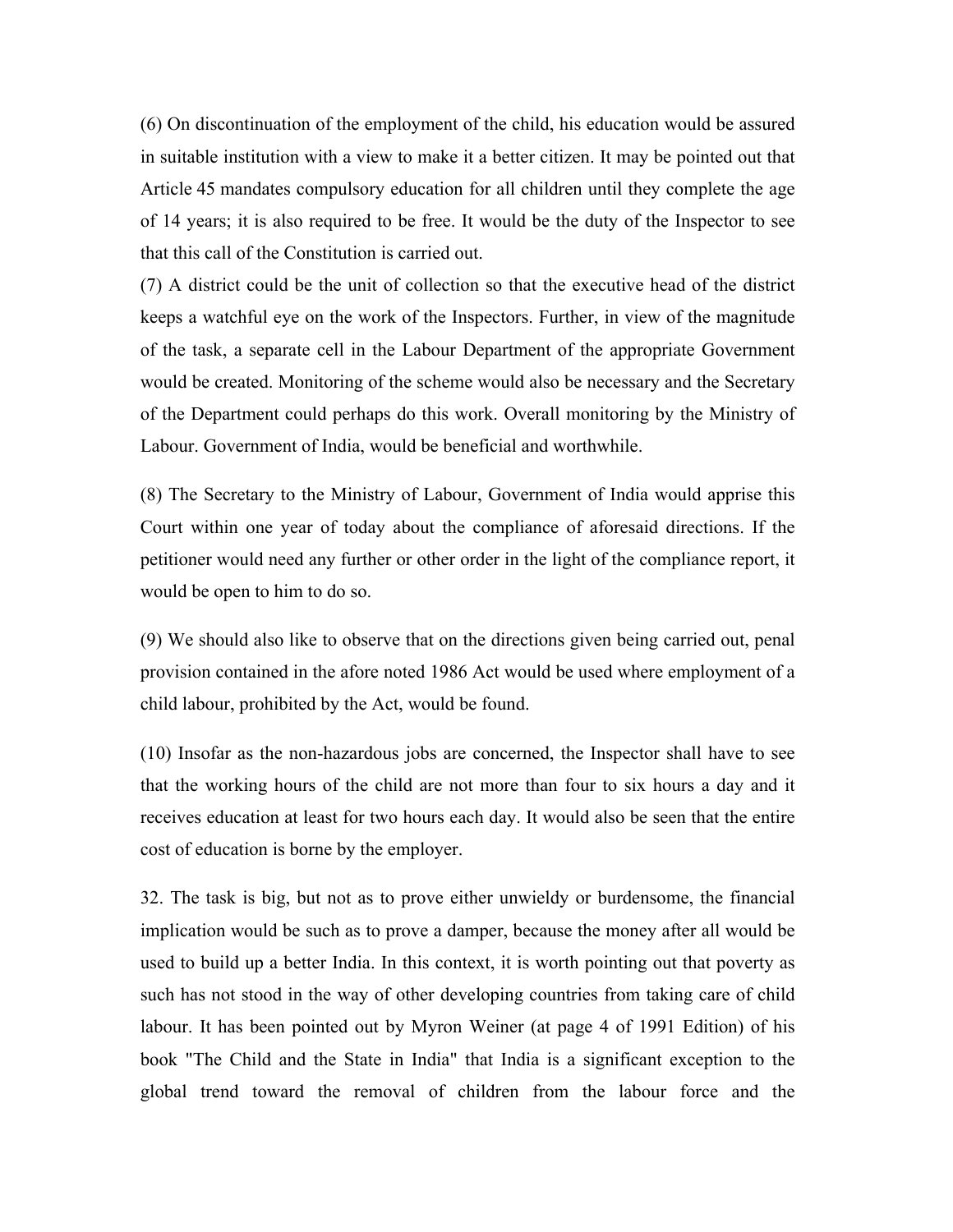(6) On discontinuation of the employment of the child, his education would be assured in suitable institution with a view to make it a better citizen. It may be pointed out that Article 45 mandates compulsory education for all children until they complete the age of 14 years; it is also required to be free. It would be the duty of the Inspector to see that this call of the Constitution is carried out.

(7) A district could be the unit of collection so that the executive head of the district keeps a watchful eye on the work of the Inspectors. Further, in view of the magnitude of the task, a separate cell in the Labour Department of the appropriate Government would be created. Monitoring of the scheme would also be necessary and the Secretary of the Department could perhaps do this work. Overall monitoring by the Ministry of Labour. Government of India, would be beneficial and worthwhile.

(8) The Secretary to the Ministry of Labour, Government of India would apprise this Court within one year of today about the compliance of aforesaid directions. If the petitioner would need any further or other order in the light of the compliance report, it would be open to him to do so.

(9) We should also like to observe that on the directions given being carried out, penal provision contained in the afore noted 1986 Act would be used where employment of a child labour, prohibited by the Act, would be found.

(10) Insofar as the non-hazardous jobs are concerned, the Inspector shall have to see that the working hours of the child are not more than four to six hours a day and it receives education at least for two hours each day. It would also be seen that the entire cost of education is borne by the employer.

32. The task is big, but not as to prove either unwieldy or burdensome, the financial implication would be such as to prove a damper, because the money after all would be used to build up a better India. In this context, it is worth pointing out that poverty as such has not stood in the way of other developing countries from taking care of child labour. It has been pointed out by Myron Weiner (at page 4 of 1991 Edition) of his book "The Child and the State in India" that India is a significant exception to the global trend toward the removal of children from the labour force and the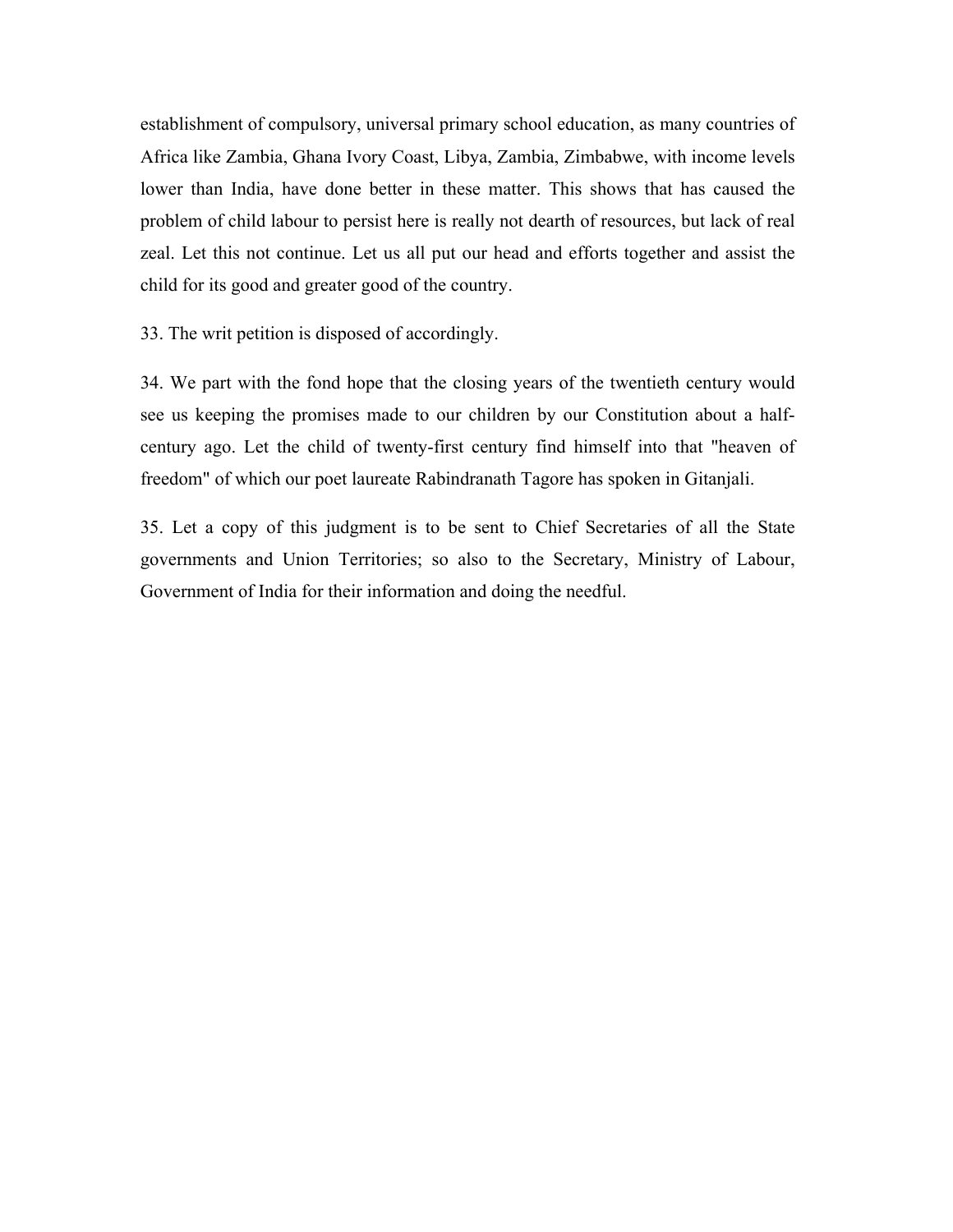establishment of compulsory, universal primary school education, as many countries of Africa like Zambia, Ghana Ivory Coast, Libya, Zambia, Zimbabwe, with income levels lower than India, have done better in these matter. This shows that has caused the problem of child labour to persist here is really not dearth of resources, but lack of real zeal. Let this not continue. Let us all put our head and efforts together and assist the child for its good and greater good of the country.

33. The writ petition is disposed of accordingly.

34. We part with the fond hope that the closing years of the twentieth century would see us keeping the promises made to our children by our Constitution about a half-century ago. Let the child of twenty-first century find himself into that "heaven of freedom" of which our poet laureate Rabindranath Tagore has spoken in Gitanjali.

35. Let a copy of this judgment is to be sent to Chief Secretaries of all the State governments and Union Territories; so also to the Secretary, Ministry of Labour, Government of India for their information and doing the needful.